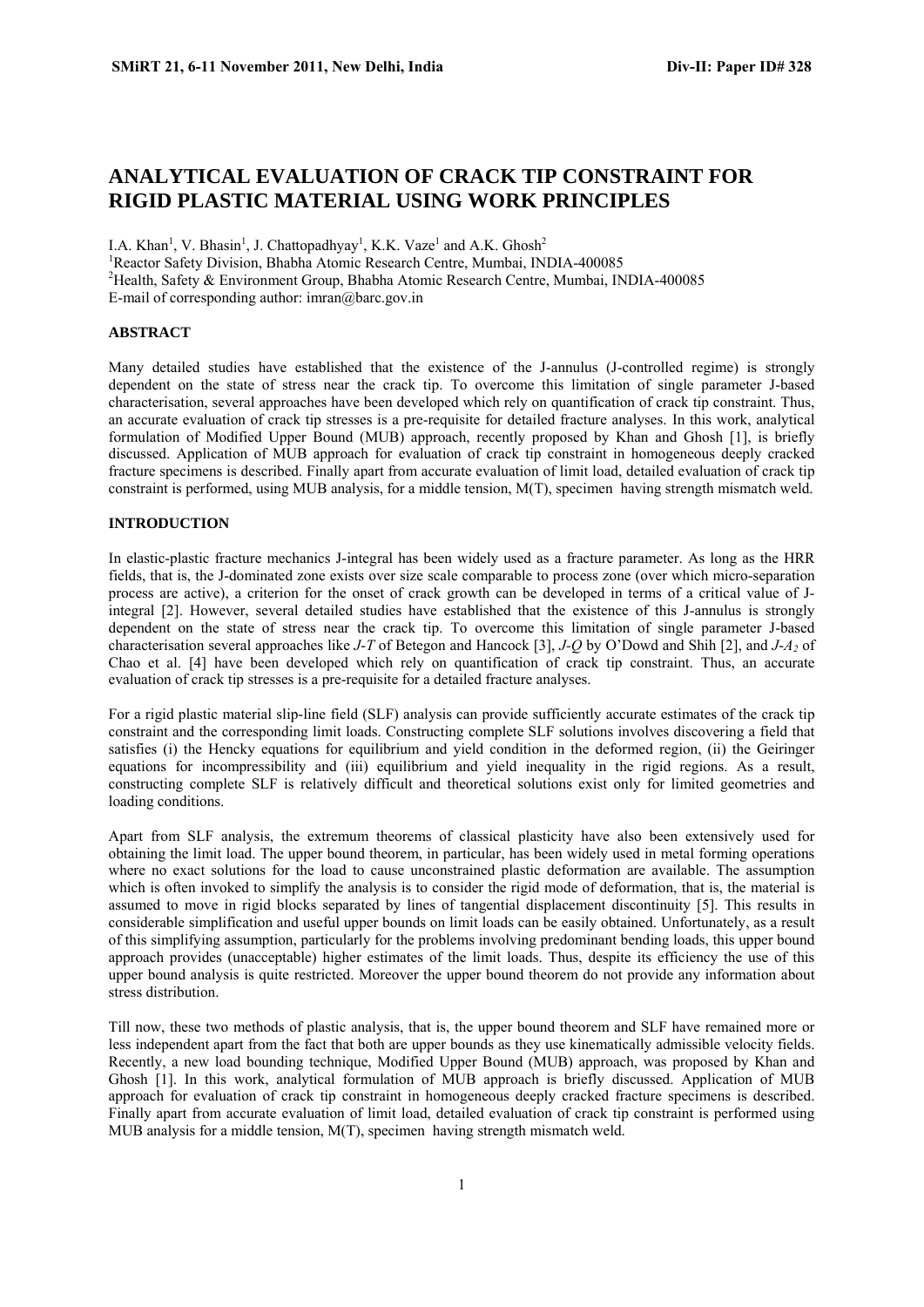# ANALYTICAL EVALUATION OF CRACK TIP CONSTRAINT FOR RIGID PLASTIC MATERIAL USING WORK PRINCIPLES

I.A. Khan[1], V. Bhasin[1], J. Chattopadhyay[1], K.K. Vaze[1] and A.K. Ghosh[2]

[1]Reactor Safety Division, Bhabha Atomic Research Centre, Mumbai, INDIA-400085

[2]Health, Safety & Environment Group, Bhabha Atomic Research Centre, Mumbai, INDIA-400085

E-mail of corresponding author: imran@barc.gov.in

## ABSTRACT

Many detailed studies have established that the existence of the J-annulus (J-controlled regime) is strongly dependent on the state of stress near the crack tip. To overcome this limitation of single parameter J-based characterisation, several approaches have been developed which rely on quantification of crack tip constraint. Thus, an accurate evaluation of crack tip stresses is a pre-requisite for detailed fracture analyses. In this work, analytical formulation of Modified Upper Bound (MUB) approach, recently proposed by Khan and Ghosh [1], is briefly discussed. Application of MUB approach for evaluation of crack tip constraint in homogeneous deeply cracked fracture specimens is described. Finally apart from accurate evaluation of limit load, detailed evaluation of crack tip constraint is performed, using MUB analysis, for a middle tension, M(T), specimen having strength mismatch weld.

## INTRODUCTION

In elastic-plastic fracture mechanics J-integral has been widely used as a fracture parameter. As long as the HRR fields, that is, the J-dominated zone exists over size scale comparable to process zone (over which micro-separation process are active), a criterion for the onset of crack growth can be developed in terms of a critical value of J-integral [2]. However, several detailed studies have established that the existence of this J-annulus is strongly dependent on the state of stress near the crack tip. To overcome this limitation of single parameter J-based characterisation several approaches like *J-T* of Betegon and Hancock [3], *J-Q* by O'Dowd and Shih [2], and $J$-$A_2$ of Chao et al. [4] have been developed which rely on quantification of crack tip constraint. Thus, an accurate evaluation of crack tip stresses is a pre-requisite for a detailed fracture analyses.

For a rigid plastic material slip-line field (SLF) analysis can provide sufficiently accurate estimates of the crack tip constraint and the corresponding limit loads. Constructing complete SLF solutions involves discovering a field that satisfies (i) the Hencky equations for equilibrium and yield condition in the deformed region, (ii) the Geiringer equations for incompressibility and (iii) equilibrium and yield inequality in the rigid regions. As a result, constructing complete SLF is relatively difficult and theoretical solutions exist only for limited geometries and loading conditions.

Apart from SLF analysis, the extremum theorems of classical plasticity have also been extensively used for obtaining the limit load. The upper bound theorem, in particular, has been widely used in metal forming operations where no exact solutions for the load to cause unconstrained plastic deformation are available. The assumption which is often invoked to simplify the analysis is to consider the rigid mode of deformation, that is, the material is assumed to move in rigid blocks separated by lines of tangential displacement discontinuity [5]. This results in considerable simplification and useful upper bounds on limit loads can be easily obtained. Unfortunately, as a result of this simplifying assumption, particularly for the problems involving predominant bending loads, this upper bound approach provides (unacceptable) higher estimates of the limit loads. Thus, despite its efficiency the use of this upper bound analysis is quite restricted. Moreover the upper bound theorem do not provide any information about stress distribution.

Till now, these two methods of plastic analysis, that is, the upper bound theorem and SLF have remained more or less independent apart from the fact that both are upper bounds as they use kinematically admissible velocity fields. Recently, a new load bounding technique, Modified Upper Bound (MUB) approach, was proposed by Khan and Ghosh [1]. In this work, analytical formulation of MUB approach is briefly discussed. Application of MUB approach for evaluation of crack tip constraint in homogeneous deeply cracked fracture specimens is described. Finally apart from accurate evaluation of limit load, detailed evaluation of crack tip constraint is performed using MUB analysis for a middle tension, M(T), specimen having strength mismatch weld.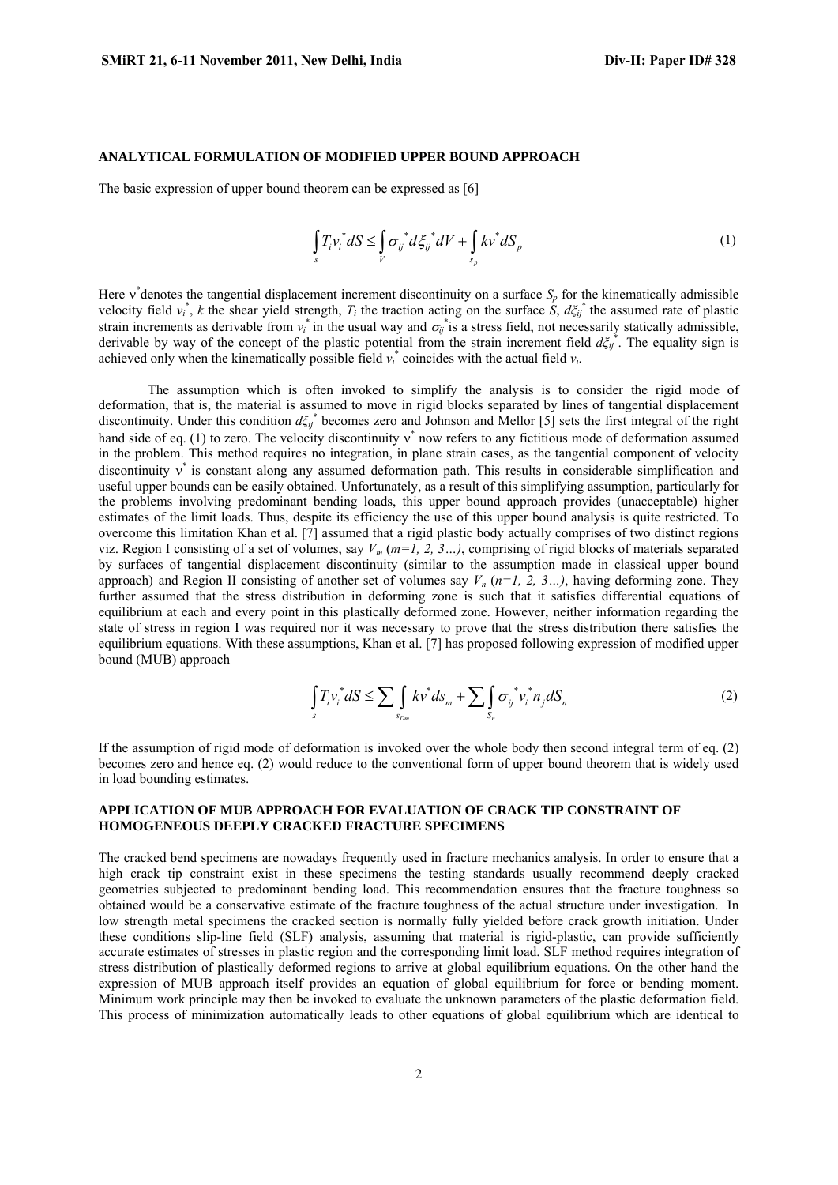### ANALYTICAL FORMULATION OF MODIFIED UPPER BOUND APPROACH

The basic expression of upper bound theorem can be expressed as [6]

$$\int_s T_i v_i^* dS \leq \int_V \sigma_{ij}^* d\xi_{ij}^* dV + \int_{s_p} kv^* dS_p \tag{1}$$

Here $v^*$ denotes the tangential displacement increment discontinuity on a surface $S_p$ for the kinematically admissible velocity field $v_i^*$, $k$ the shear yield strength, $T_i$ the traction acting on the surface $S$, $d\xi_{ij}^*$ the assumed rate of plastic strain increments as derivable from $v_i^*$ in the usual way and $\sigma_{ij}^*$ is a stress field, not necessarily statically admissible, derivable by way of the concept of the plastic potential from the strain increment field $d\xi_{ij}^*$. The equality sign is achieved only when the kinematically possible field $v_i^*$ coincides with the actual field $v_i$.

The assumption which is often invoked to simplify the analysis is to consider the rigid mode of deformation, that is, the material is assumed to move in rigid blocks separated by lines of tangential displacement discontinuity. Under this condition $d\xi_{ij}^*$ becomes zero and Johnson and Mellor [5] sets the first integral of the right hand side of eq. (1) to zero. The velocity discontinuity $v^*$ now refers to any fictitious mode of deformation assumed in the problem. This method requires no integration, in plane strain cases, as the tangential component of velocity discontinuity $v^*$ is constant along any assumed deformation path. This results in considerable simplification and useful upper bounds can be easily obtained. Unfortunately, as a result of this simplifying assumption, particularly for the problems involving predominant bending loads, this upper bound approach provides (unacceptable) higher estimates of the limit loads. Thus, despite its efficiency the use of this upper bound analysis is quite restricted. To overcome this limitation Khan et al. [7] assumed that a rigid plastic body actually comprises of two distinct regions viz. Region I consisting of a set of volumes, say $V_m$ (*m=1, 2, 3…)*, comprising of rigid blocks of materials separated by surfaces of tangential displacement discontinuity (similar to the assumption made in classical upper bound approach) and Region II consisting of another set of volumes say $V_n$ (*n=1, 2, 3…)*, having deforming zone. They further assumed that the stress distribution in deforming zone is such that it satisfies differential equations of equilibrium at each and every point in this plastically deformed zone. However, neither information regarding the state of stress in region I was required nor it was necessary to prove that the stress distribution there satisfies the equilibrium equations. With these assumptions, Khan et al. [7] has proposed following expression of modified upper bound (MUB) approach

$$\int_s T_i v_i^* dS \leq \sum \int_{s_{Dm}} kv^* ds_m + \sum \int_{S_n} \sigma_{ij}^* v_i^* n_j dS_n \tag{2}$$

If the assumption of rigid mode of deformation is invoked over the whole body then second integral term of eq. (2) becomes zero and hence eq. (2) would reduce to the conventional form of upper bound theorem that is widely used in load bounding estimates.

### APPLICATION OF MUB APPROACH FOR EVALUATION OF CRACK TIP CONSTRAINT OF HOMOGENEOUS DEEPLY CRACKED FRACTURE SPECIMENS

The cracked bend specimens are nowadays frequently used in fracture mechanics analysis. In order to ensure that a high crack tip constraint exist in these specimens the testing standards usually recommend deeply cracked geometries subjected to predominant bending load. This recommendation ensures that the fracture toughness so obtained would be a conservative estimate of the fracture toughness of the actual structure under investigation. In low strength metal specimens the cracked section is normally fully yielded before crack growth initiation. Under these conditions slip-line field (SLF) analysis, assuming that material is rigid-plastic, can provide sufficiently accurate estimates of stresses in plastic region and the corresponding limit load. SLF method requires integration of stress distribution of plastically deformed regions to arrive at global equilibrium equations. On the other hand the expression of MUB approach itself provides an equation of global equilibrium for force or bending moment. Minimum work principle may then be invoked to evaluate the unknown parameters of the plastic deformation field. This process of minimization automatically leads to other equations of global equilibrium which are identical to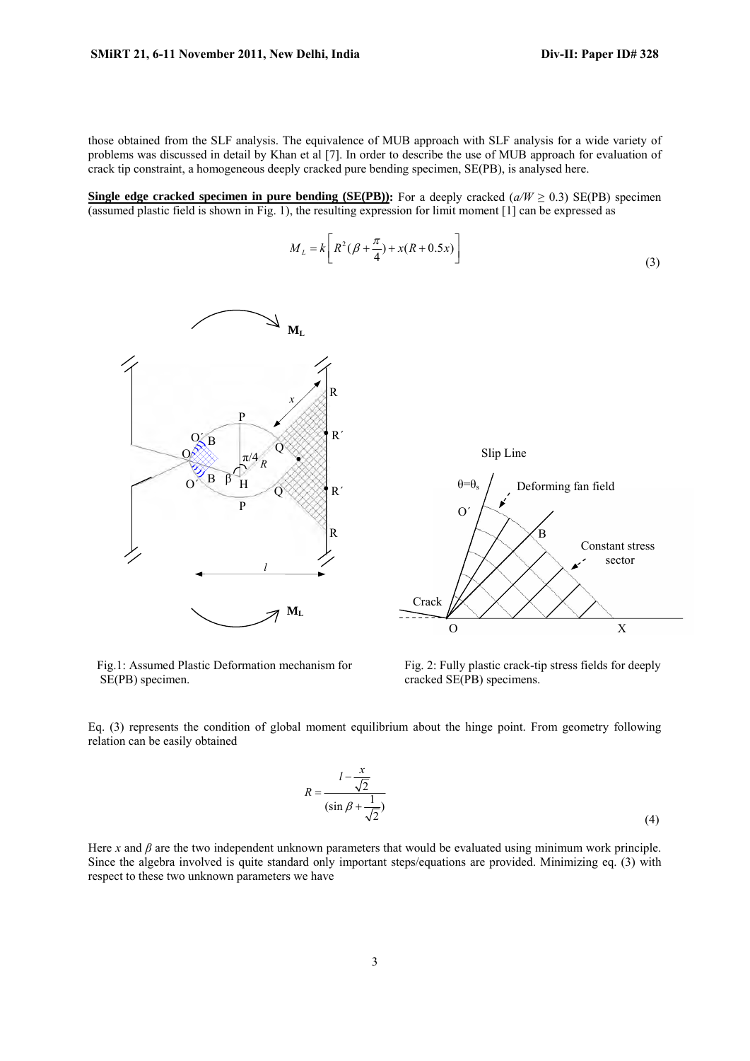those obtained from the SLF analysis. The equivalence of MUB approach with SLF analysis for a wide variety of problems was discussed in detail by Khan et al [7]. In order to describe the use of MUB approach for evaluation of crack tip constraint, a homogeneous deeply cracked pure bending specimen, SE(PB), is analysed here.

**Single edge cracked specimen in pure bending (SE(PB)):** For a deeply cracked ($a/W \geq 0.3$) SE(PB) specimen (assumed plastic field is shown in Fig. 1), the resulting expression for limit moment [1] can be expressed as

$$M_L = k\left[R^2(\beta + \frac{\pi}{4}) + x(R + 0.5x)\right] \tag{3}$$

Fig.1: Assumed Plastic Deformation mechanism for SE(PB) specimen.

Fig. 2: Fully plastic crack-tip stress fields for deeply cracked SE(PB) specimens.

Eq. (3) represents the condition of global moment equilibrium about the hinge point. From geometry following relation can be easily obtained

$$R = \frac{l - \frac{x}{\sqrt{2}}}{(\sin\beta + \frac{1}{\sqrt{2}})} \tag{4}$$

Here $x$ and $\beta$ are the two independent unknown parameters that would be evaluated using minimum work principle. Since the algebra involved is quite standard only important steps/equations are provided. Minimizing eq. (3) with respect to these two unknown parameters we have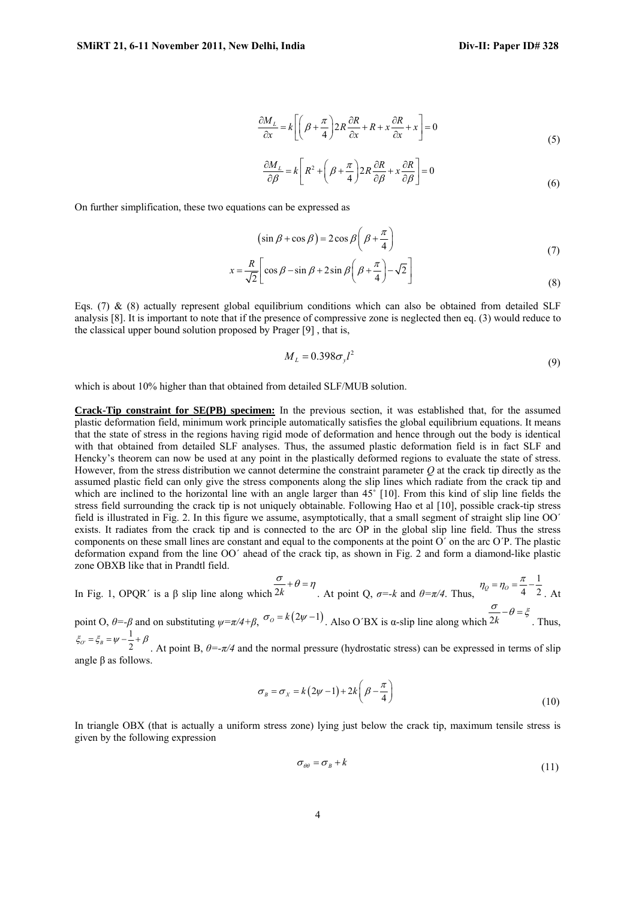$$\frac{\partial M_L}{\partial x} = k\left[\left(\beta + \frac{\pi}{4}\right)2R\frac{\partial R}{\partial x} + R + x\frac{\partial R}{\partial x} + x\right] = 0 \tag{5}$$

$$\frac{\partial M_L}{\partial \beta} = k\left[R^2 + \left(\beta + \frac{\pi}{4}\right)2R\frac{\partial R}{\partial \beta} + x\frac{\partial R}{\partial \beta}\right] = 0 \tag{6}$$

On further simplification, these two equations can be expressed as

$$\left(\sin\beta + \cos\beta\right) = 2\cos\beta\left(\beta + \frac{\pi}{4}\right) \tag{7}$$

$$x = \frac{R}{\sqrt{2}}\left[\cos\beta - \sin\beta + 2\sin\beta\left(\beta + \frac{\pi}{4}\right) - \sqrt{2}\right] \tag{8}$$

Eqs. (7) & (8) actually represent global equilibrium conditions which can also be obtained from detailed SLF analysis [8]. It is important to note that if the presence of compressive zone is neglected then eq. (3) would reduce to the classical upper bound solution proposed by Prager [9] , that is,

$$M_L = 0.398\sigma_y l^2 \tag{9}$$

which is about 10% higher than that obtained from detailed SLF/MUB solution.

**Crack-Tip constraint for SE(PB) specimen:** In the previous section, it was established that, for the assumed plastic deformation field, minimum work principle automatically satisfies the global equilibrium equations. It means that the state of stress in the regions having rigid mode of deformation and hence through out the body is identical with that obtained from detailed SLF analyses. Thus, the assumed plastic deformation field is in fact SLF and Hencky's theorem can now be used at any point in the plastically deformed regions to evaluate the state of stress. However, from the stress distribution we cannot determine the constraint parameter *Q* at the crack tip directly as the assumed plastic field can only give the stress components along the slip lines which radiate from the crack tip and which are inclined to the horizontal line with an angle larger than 45˚ [10]. From this kind of slip line fields the stress field surrounding the crack tip is not uniquely obtainable. Following Hao et al [10], possible crack-tip stress field is illustrated in Fig. 2. In this figure we assume, asymptotically, that a small segment of straight slip line OO´ exists. It radiates from the crack tip and is connected to the arc OP in the global slip line field. Thus the stress components on these small lines are constant and equal to the components at the point O´ on the arc O´P. The plastic deformation expand from the line OO´ ahead of the crack tip, as shown in Fig. 2 and form a diamond-like plastic zone OBXB like that in Prandtl field.

In Fig. 1, OPQR´ is a β slip line along which $\frac{\sigma}{2k} + \theta = \eta$. At point Q, $\sigma = -k$ and $\theta = \pi/4$. Thus, $\eta_Q = \eta_O = \frac{\pi}{4} - \frac{1}{2}$. At point O, $\theta = -\beta$ and on substituting $\psi = \pi/4 + \beta$, $\sigma_O = k\left(2\psi - 1\right)$. Also O´BX is α-slip line along which $\frac{\sigma}{2k} - \theta = \xi$. Thus, $\xi_{O'} = \xi_B = \psi - \frac{1}{2} + \beta$. At point B, $\theta = -\pi/4$ and the normal pressure (hydrostatic stress) can be expressed in terms of slip angle β as follows.

$$\sigma_B = \sigma_X = k\left(2\psi - 1\right) + 2k\left(\beta - \frac{\pi}{4}\right) \tag{10}$$

In triangle OBX (that is actually a uniform stress zone) lying just below the crack tip, maximum tensile stress is given by the following expression

$$\sigma_{\theta\theta} = \sigma_B + k \tag{11}$$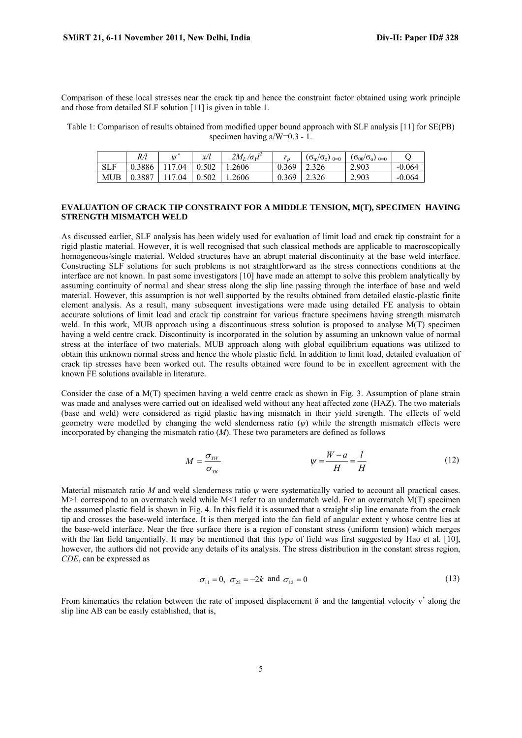Comparison of these local stresses near the crack tip and hence the constraint factor obtained using work principle and those from detailed SLF solution [11] is given in table 1.

Table 1: Comparison of results obtained from modified upper bound approach with SLF analysis [11] for SE(PB) specimen having a/W=0.3 - 1.

| | $R/l$ | $\psi^\circ$ | $x/l$ | $2M_L/\sigma_Y l^2$ | $r_p$ | $(\sigma_m/\sigma_o)_{\theta=0}$ | $(\sigma_{\theta\theta}/\sigma_o)_{\theta=0}$ | Q |
|---|---|---|---|---|---|---|---|---|
| SLF | 0.3886 | 117.04 | 0.502 | 1.2606 | 0.369 | 2.326 | 2.903 | -0.064 |
| MUB | 0.3887 | 117.04 | 0.502 | 1.2606 | 0.369 | 2.326 | 2.903 | -0.064 |

## EVALUATION OF CRACK TIP CONSTRAINT FOR A MIDDLE TENSION, M(T), SPECIMEN HAVING STRENGTH MISMATCH WELD

As discussed earlier, SLF analysis has been widely used for evaluation of limit load and crack tip constraint for a rigid plastic material. However, it is well recognised that such classical methods are applicable to macroscopically homogeneous/single material. Welded structures have an abrupt material discontinuity at the base weld interface. Constructing SLF solutions for such problems is not straightforward as the stress connections conditions at the interface are not known. In past some investigators [10] have made an attempt to solve this problem analytically by assuming continuity of normal and shear stress along the slip line passing through the interface of base and weld material. However, this assumption is not well supported by the results obtained from detailed elastic-plastic finite element analysis. As a result, many subsequent investigations were made using detailed FE analysis to obtain accurate solutions of limit load and crack tip constraint for various fracture specimens having strength mismatch weld. In this work, MUB approach using a discontinuous stress solution is proposed to analyse M(T) specimen having a weld centre crack. Discontinuity is incorporated in the solution by assuming an unknown value of normal stress at the interface of two materials. MUB approach along with global equilibrium equations was utilized to obtain this unknown normal stress and hence the whole plastic field. In addition to limit load, detailed evaluation of crack tip stresses have been worked out. The results obtained were found to be in excellent agreement with the known FE solutions available in literature.

Consider the case of a M(T) specimen having a weld centre crack as shown in Fig. 3. Assumption of plane strain was made and analyses were carried out on idealised weld without any heat affected zone (HAZ). The two materials (base and weld) were considered as rigid plastic having mismatch in their yield strength. The effects of weld geometry were modelled by changing the weld slenderness ratio ($\psi$) while the strength mismatch effects were incorporated by changing the mismatch ratio ($M$). These two parameters are defined as follows

$$M = \frac{\sigma_{YW}}{\sigma_{YB}} \qquad\qquad \psi = \frac{W-a}{H} = \frac{l}{H} \tag{12}$$

Material mismatch ratio $M$ and weld slenderness ratio $\psi$ were systematically varied to account all practical cases. $M>1$ correspond to an overmatch weld while $M<1$ refer to an undermatch weld. For an overmatch M(T) specimen the assumed plastic field is shown in Fig. 4. In this field it is assumed that a straight slip line emanate from the crack tip and crosses the base-weld interface. It is then merged into the fan field of angular extent $\gamma$ whose centre lies at the base-weld interface. Near the free surface there is a region of constant stress (uniform tension) which merges with the fan field tangentially. It may be mentioned that this type of field was first suggested by Hao et al. [10], however, the authors did not provide any details of its analysis. The stress distribution in the constant stress region, *CDE*, can be expressed as

$$\sigma_{11} = 0, \;\; \sigma_{22} = -2k \;\text{ and }\; \sigma_{12} = 0 \tag{13}$$

From kinematics the relation between the rate of imposed displacement $\dot{\delta}$ and the tangential velocity $v^*$ along the slip line AB can be easily established, that is,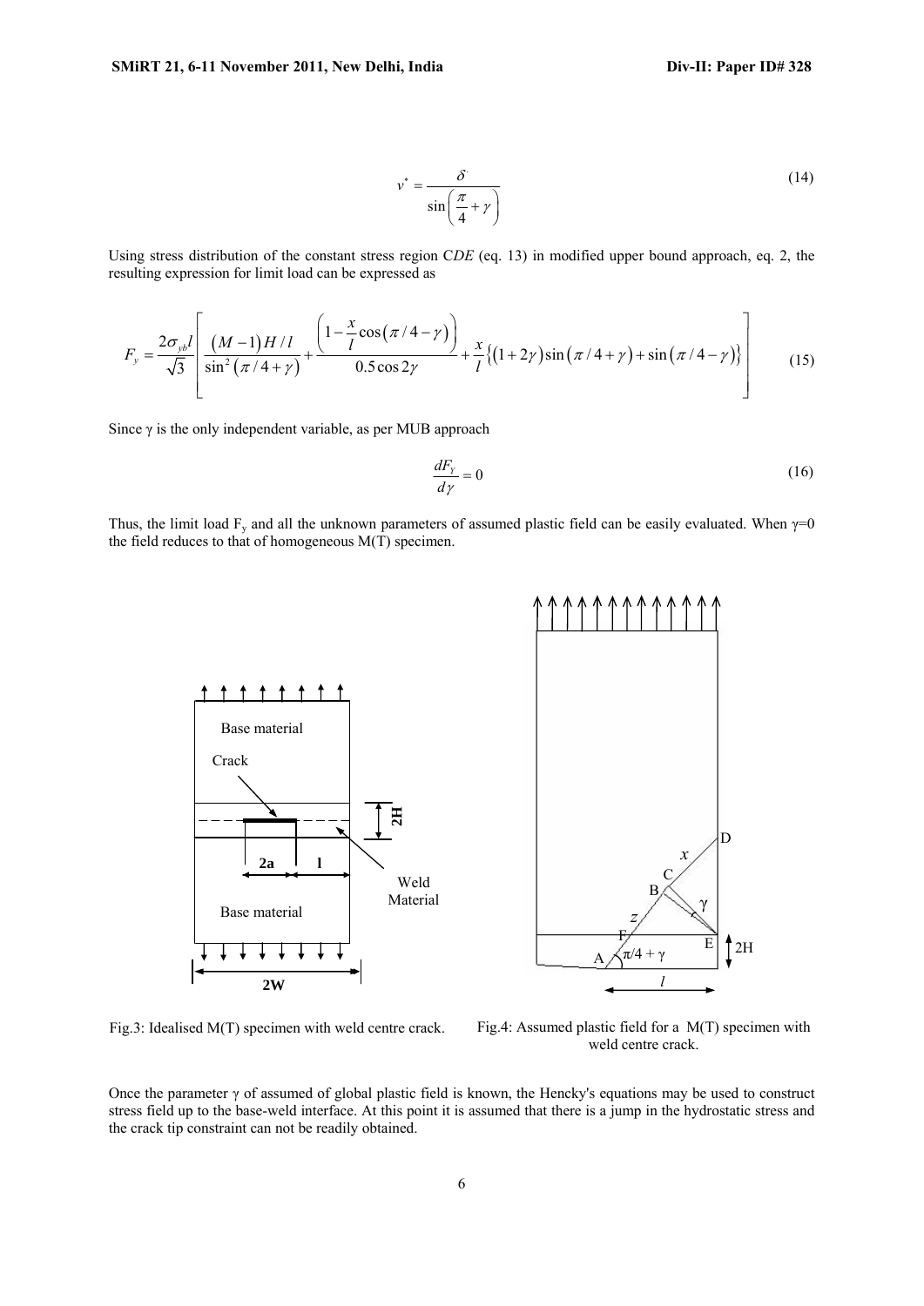$$v^* = \frac{\delta^{\cdot}}{\sin\left(\frac{\pi}{4}+\gamma\right)} \tag{14}$$

Using stress distribution of the constant stress region C*DE* (eq. 13) in modified upper bound approach, eq. 2, the resulting expression for limit load can be expressed as

$$F_y = \frac{2\sigma_{yb} l}{\sqrt{3}} \left[ \frac{(M-1)H/l}{\sin^2(\pi/4+\gamma)} + \frac{\left(1-\frac{x}{l}\cos(\pi/4-\gamma)\right)}{0.5\cos 2\gamma} + \frac{x}{l}\left\{(1+2\gamma)\sin(\pi/4+\gamma)+\sin(\pi/4-\gamma)\right\} \right] \tag{15}$$

Since γ is the only independent variable, as per MUB approach

$$\frac{dF_Y}{d\gamma} = 0 \tag{16}$$

Thus, the limit load $F_y$ and all the unknown parameters of assumed plastic field can be easily evaluated. When γ=0 the field reduces to that of homogeneous M(T) specimen.

Fig.3: Idealised M(T) specimen with weld centre crack.

Fig.4: Assumed plastic field for a M(T) specimen with weld centre crack.

Once the parameter γ of assumed of global plastic field is known, the Hencky's equations may be used to construct stress field up to the base-weld interface. At this point it is assumed that there is a jump in the hydrostatic stress and the crack tip constraint can not be readily obtained.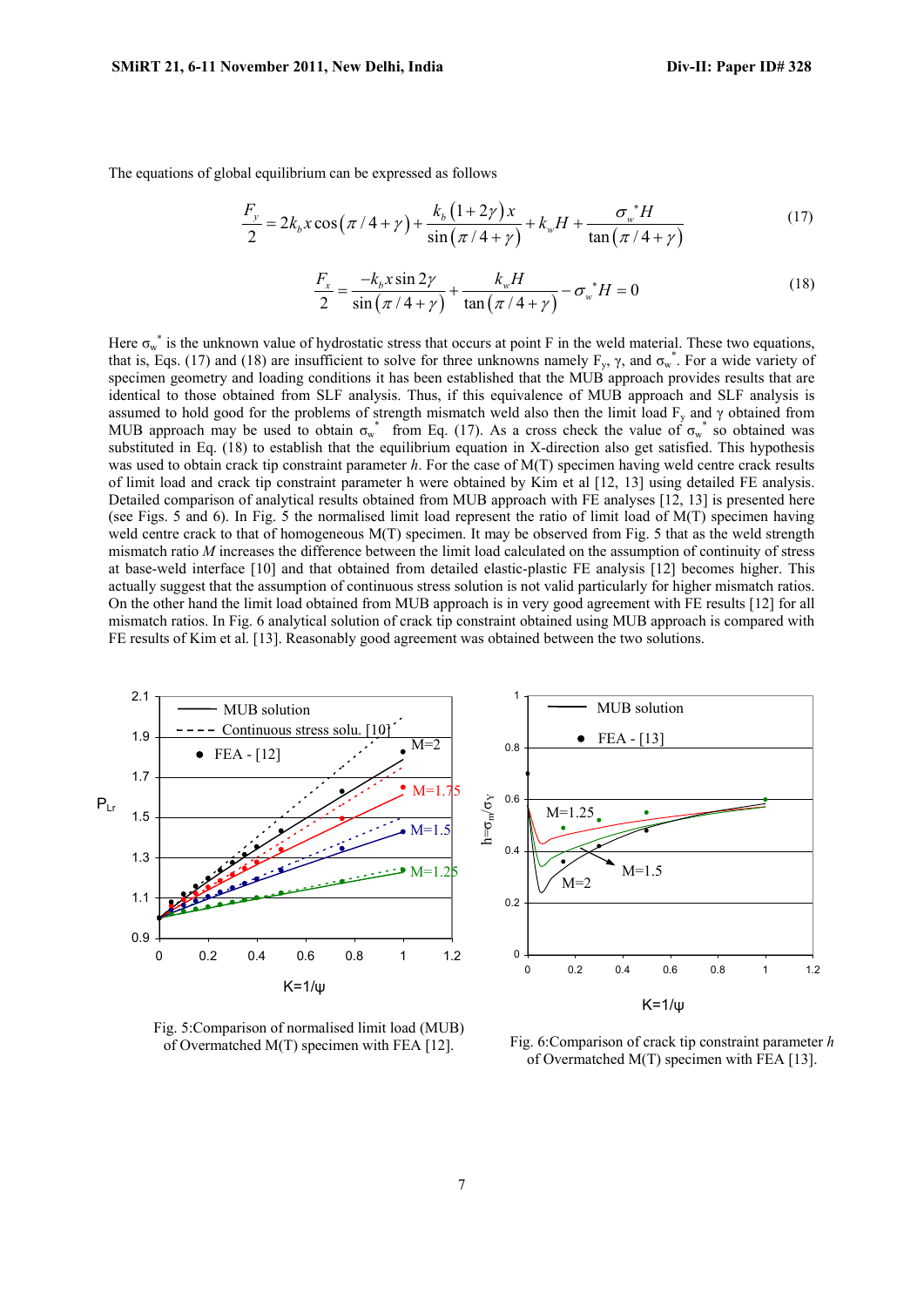The equations of global equilibrium can be expressed as follows

$$\frac{F_y}{2} = 2k_b x \cos(\pi/4+\gamma) + \frac{k_b(1+2\gamma)x}{\sin(\pi/4+\gamma)} + k_w H + \frac{\sigma_w^* H}{\tan(\pi/4+\gamma)} \tag{17}$$

$$\frac{F_x}{2} = \frac{-k_b x \sin 2\gamma}{\sin(\pi/4+\gamma)} + \frac{k_w H}{\tan(\pi/4+\gamma)} - \sigma_w^* H = 0 \tag{18}$$

Here $\sigma_w^*$ is the unknown value of hydrostatic stress that occurs at point F in the weld material. These two equations, that is, Eqs. (17) and (18) are insufficient to solve for three unknowns namely $F_y$, $\gamma$, and $\sigma_w^*$. For a wide variety of specimen geometry and loading conditions it has been established that the MUB approach provides results that are identical to those obtained from SLF analysis. Thus, if this equivalence of MUB approach and SLF analysis is assumed to hold good for the problems of strength mismatch weld also then the limit load $F_y$ and $\gamma$ obtained from MUB approach may be used to obtain $\sigma_w^*$ from Eq. (17). As a cross check the value of $\sigma_w^*$ so obtained was substituted in Eq. (18) to establish that the equilibrium equation in X-direction also get satisfied. This hypothesis was used to obtain crack tip constraint parameter *h*. For the case of M(T) specimen having weld centre crack results of limit load and crack tip constraint parameter h were obtained by Kim et al [12, 13] using detailed FE analysis. Detailed comparison of analytical results obtained from MUB approach with FE analyses [12, 13] is presented here (see Figs. 5 and 6). In Fig. 5 the normalised limit load represent the ratio of limit load of M(T) specimen having weld centre crack to that of homogeneous M(T) specimen. It may be observed from Fig. 5 that as the weld strength mismatch ratio *M* increases the difference between the limit load calculated on the assumption of continuity of stress at base-weld interface [10] and that obtained from detailed elastic-plastic FE analysis [12] becomes higher. This actually suggest that the assumption of continuous stress solution is not valid particularly for higher mismatch ratios. On the other hand the limit load obtained from MUB approach is in very good agreement with FE results [12] for all mismatch ratios. In Fig. 6 analytical solution of crack tip constraint obtained using MUB approach is compared with FE results of Kim et al. [13]. Reasonably good agreement was obtained between the two solutions.

Fig. 5:Comparison of normalised limit load (MUB) of Overmatched M(T) specimen with FEA [12].

Fig. 6:Comparison of crack tip constraint parameter *h* of Overmatched M(T) specimen with FEA [13].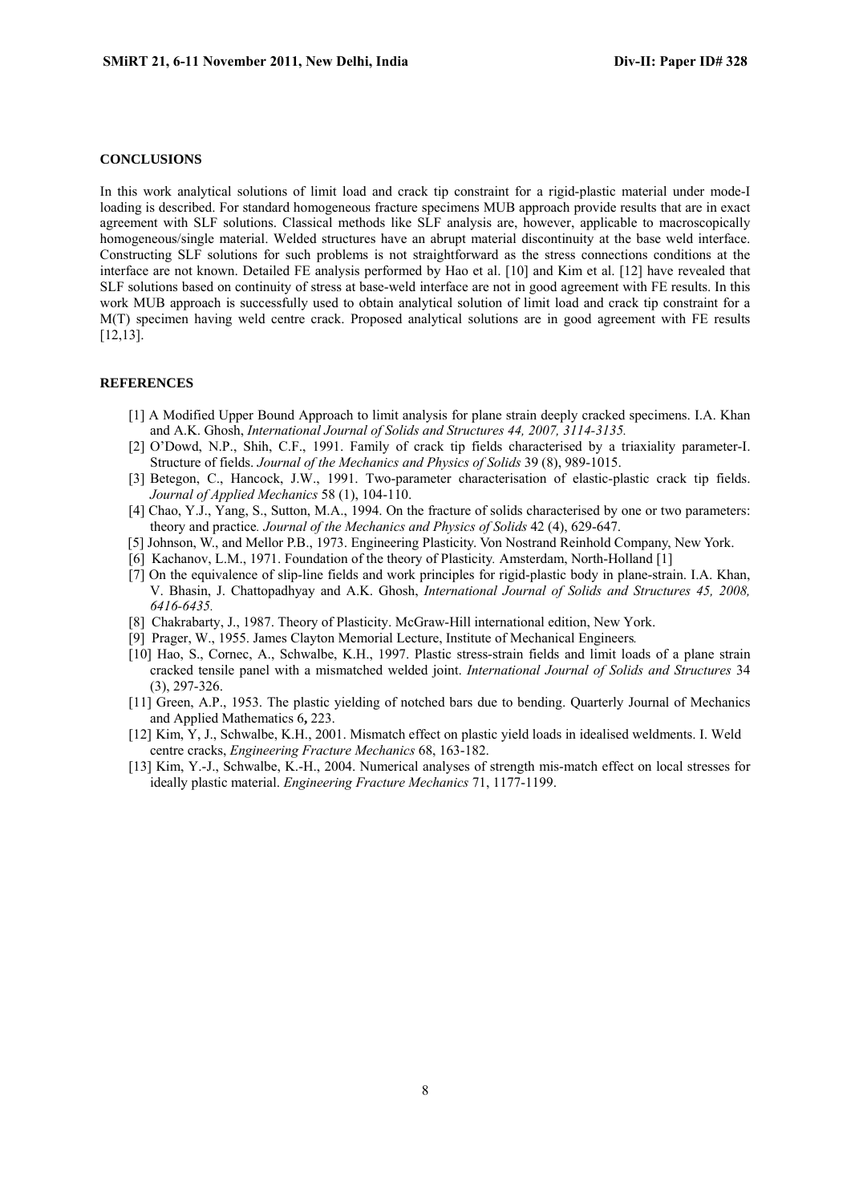## CONCLUSIONS

In this work analytical solutions of limit load and crack tip constraint for a rigid-plastic material under mode-I loading is described. For standard homogeneous fracture specimens MUB approach provide results that are in exact agreement with SLF solutions. Classical methods like SLF analysis are, however, applicable to macroscopically homogeneous/single material. Welded structures have an abrupt material discontinuity at the base weld interface. Constructing SLF solutions for such problems is not straightforward as the stress connections conditions at the interface are not known. Detailed FE analysis performed by Hao et al. [10] and Kim et al. [12] have revealed that SLF solutions based on continuity of stress at base-weld interface are not in good agreement with FE results. In this work MUB approach is successfully used to obtain analytical solution of limit load and crack tip constraint for a M(T) specimen having weld centre crack. Proposed analytical solutions are in good agreement with FE results [12,13].

## REFERENCES

[1] A Modified Upper Bound Approach to limit analysis for plane strain deeply cracked specimens. I.A. Khan and A.K. Ghosh, *International Journal of Solids and Structures 44, 2007, 3114-3135.*

[2] O'Dowd, N.P., Shih, C.F., 1991. Family of crack tip fields characterised by a triaxiality parameter-I. Structure of fields. *Journal of the Mechanics and Physics of Solids* 39 (8), 989-1015.

[3] Betegon, C., Hancock, J.W., 1991. Two-parameter characterisation of elastic-plastic crack tip fields. *Journal of Applied Mechanics* 58 (1), 104-110.

[4] Chao, Y.J., Yang, S., Sutton, M.A., 1994. On the fracture of solids characterised by one or two parameters: theory and practice*. Journal of the Mechanics and Physics of Solids* 42 (4), 629-647.

[5] Johnson, W., and Mellor P.B., 1973. Engineering Plasticity. Von Nostrand Reinhold Company, New York.

[6] Kachanov, L.M., 1971. Foundation of the theory of Plasticity*.* Amsterdam, North-Holland [1]

[7] On the equivalence of slip-line fields and work principles for rigid-plastic body in plane-strain. I.A. Khan, V. Bhasin, J. Chattopadhyay and A.K. Ghosh, *International Journal of Solids and Structures 45, 2008, 6416-6435.*

[8] Chakrabarty, J., 1987. Theory of Plasticity. McGraw-Hill international edition, New York.

[9] Prager, W., 1955. James Clayton Memorial Lecture, Institute of Mechanical Engineers*.*

[10] Hao, S., Cornec, A., Schwalbe, K.H., 1997. Plastic stress-strain fields and limit loads of a plane strain cracked tensile panel with a mismatched welded joint. *International Journal of Solids and Structures* 34 (3), 297-326.

[11] Green, A.P., 1953. The plastic yielding of notched bars due to bending. Quarterly Journal of Mechanics and Applied Mathematics 6**,** 223.

[12] Kim, Y, J., Schwalbe, K.H., 2001. Mismatch effect on plastic yield loads in idealised weldments. I. Weld centre cracks, *Engineering Fracture Mechanics* 68, 163-182.

[13] Kim, Y.-J., Schwalbe, K.-H., 2004. Numerical analyses of strength mis-match effect on local stresses for ideally plastic material. *Engineering Fracture Mechanics* 71, 1177-1199.